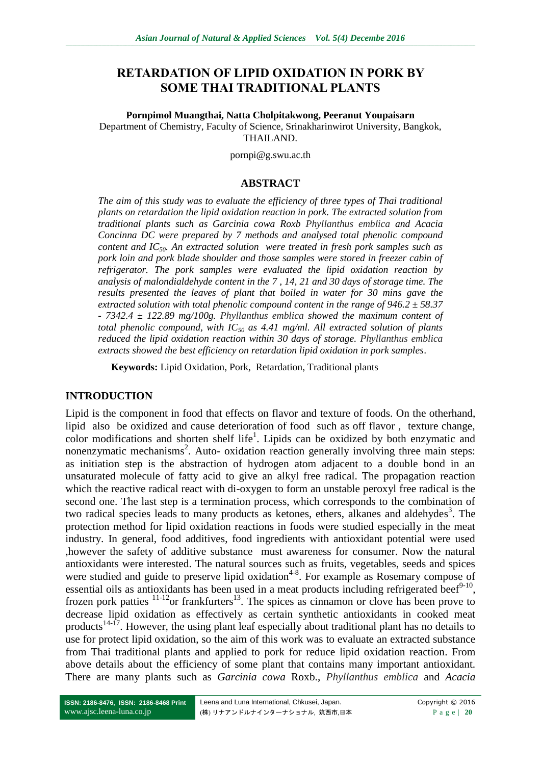# RETARDATION OF LIPID OXIDATION IN PORK BY SOME THAI TRADITIONAL PLANTS

**Pornpimol Muangthai, Natta Cholpitakwong, Peeranut Youpaisarn**

Department of Chemistry, Faculty of Science, Srinakharinwirot University, Bangkok, THAILAND.

pornpi@g.swu.ac.th

## ABSTRACT

*The aim of this study was to evaluate the efficiency of three types of Thai traditional plants on retardation the lipid oxidation reaction in pork. The extracted solution from traditional plants such as Garcinia cowa Roxb Phyllanthus emblica and Acacia Concinna DC were prepared by 7 methods and analysed total phenolic compound content and $IC_{50}$. An extracted solution were treated in fresh pork samples such as pork loin and pork blade shoulder and those samples were stored in freezer cabin of refrigerator. The pork samples were evaluated the lipid oxidation reaction by analysis of malondialdehyde content in the 7 , 14, 21 and 30 days of storage time. The results presented the leaves of plant that boiled in water for 30 mins gave the extracted solution with total phenolic compound content in the range of 946.2 ± 58.37 - 7342.4 ± 122.89 mg/100g. Phyllanthus emblica showed the maximum content of total phenolic compound, with $IC_{50}$ as 4.41 mg/ml. All extracted solution of plants reduced the lipid oxidation reaction within 30 days of storage. Phyllanthus emblica extracts showed the best efficiency on retardation lipid oxidation in pork samples.*

**Keywords:** Lipid Oxidation, Pork, Retardation, Traditional plants

## INTRODUCTION

Lipid is the component in food that effects on flavor and texture of foods. On the otherhand, lipid also be oxidized and cause deterioration of food such as off flavor , texture change, color modifications and shorten shelf life[1]. Lipids can be oxidized by both enzymatic and nonenzymatic mechanisms[2]. Auto- oxidation reaction generally involving three main steps: as initiation step is the abstraction of hydrogen atom adjacent to a double bond in an unsaturated molecule of fatty acid to give an alkyl free radical. The propagation reaction which the reactive radical react with di-oxygen to form an unstable peroxyl free radical is the second one. The last step is a termination process, which corresponds to the combination of two radical species leads to many products as ketones, ethers, alkanes and aldehydes[3]. The protection method for lipid oxidation reactions in foods were studied especially in the meat industry. In general, food additives, food ingredients with antioxidant potential were used ,however the safety of additive substance must awareness for consumer. Now the natural antioxidants were interested. The natural sources such as fruits, vegetables, seeds and spices were studied and guide to preserve lipid oxidation[4-8]. For example as Rosemary compose of essential oils as antioxidants has been used in a meat products including refrigerated beef[9-10], frozen pork patties [11-12]or frankfurters[13]. The spices as cinnamon or clove has been prove to decrease lipid oxidation as effectively as certain synthetic antioxidants in cooked meat products[14-17]. However, the using plant leaf especially about traditional plant has no details to use for protect lipid oxidation, so the aim of this work was to evaluate an extracted substance from Thai traditional plants and applied to pork for reduce lipid oxidation reaction. From above details about the efficiency of some plant that contains many important antioxidant. There are many plants such as *Garcinia cowa* Roxb., *Phyllanthus emblica* and *Acacia*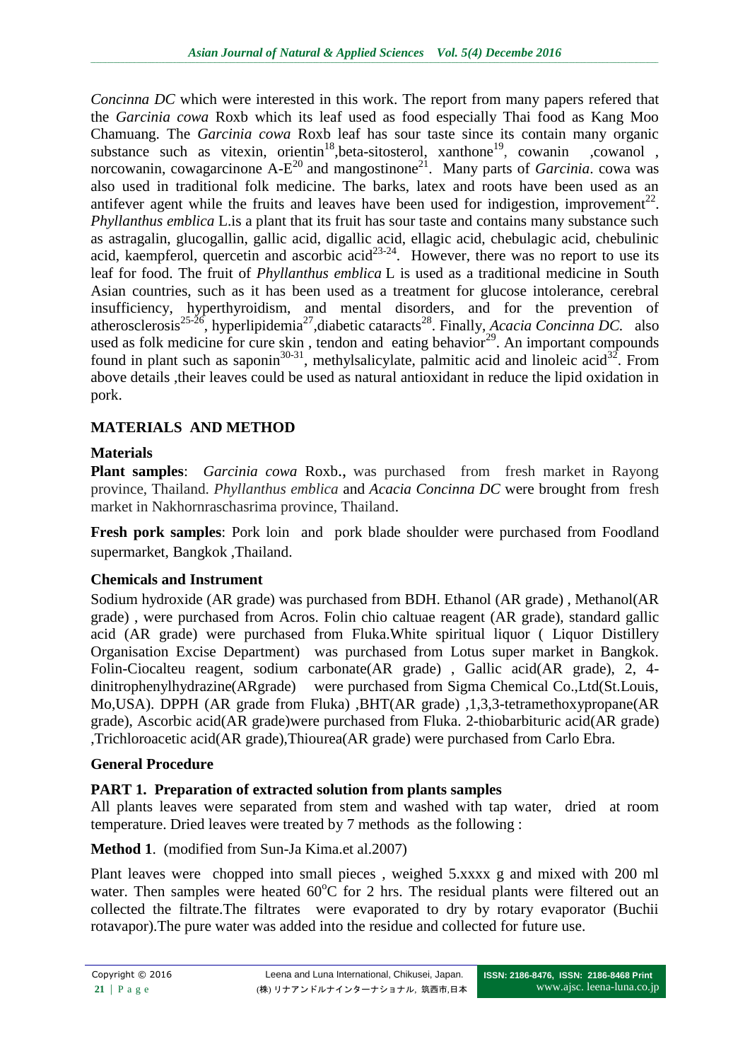*Concinna DC* which were interested in this work. The report from many papers refered that the *Garcinia cowa* Roxb which its leaf used as food especially Thai food as Kang Moo Chamuang. The *Garcinia cowa* Roxb leaf has sour taste since its contain many organic substance such as vitexin, orientin[18],beta-sitosterol, xanthone[19], cowanin ,cowanol , norcowanin, cowagarcinone A-E[20] and mangostinone[21]. Many parts of *Garcinia*. cowa was also used in traditional folk medicine. The barks, latex and roots have been used as an antifever agent while the fruits and leaves have been used for indigestion, improvement[22]. *Phyllanthus emblica* L.is a plant that its fruit has sour taste and contains many substance such as astragalin, glucogallin, gallic acid, digallic acid, ellagic acid, chebulagic acid, chebulinic acid, kaempferol, quercetin and ascorbic acid[23-24]. However, there was no report to use its leaf for food. The fruit of *Phyllanthus emblica* L is used as a traditional medicine in South Asian countries, such as it has been used as a treatment for glucose intolerance, cerebral insufficiency, hyperthyroidism, and mental disorders, and for the prevention of atherosclerosis[25-26], hyperlipidemia[27],diabetic cataracts[28]. Finally, *Acacia Concinna DC.* also used as folk medicine for cure skin , tendon and eating behavior[29]. An important compounds found in plant such as saponin[30-31], methylsalicylate, palmitic acid and linoleic acid[32]. From above details ,their leaves could be used as natural antioxidant in reduce the lipid oxidation in pork.

## MATERIALS AND METHOD

### Materials

**Plant samples**: *Garcinia cowa* Roxb., was purchased from fresh market in Rayong province, Thailand. *Phyllanthus emblica* and *Acacia Concinna DC* were brought from fresh market in Nakhornraschasrima province, Thailand.

**Fresh pork samples**: Pork loin and pork blade shoulder were purchased from Foodland supermarket, Bangkok ,Thailand.

### Chemicals and Instrument

Sodium hydroxide (AR grade) was purchased from BDH. Ethanol (AR grade) , Methanol(AR grade) , were purchased from Acros. Folin chio caltuae reagent (AR grade), standard gallic acid (AR grade) were purchased from Fluka.White spiritual liquor ( Liquor Distillery Organisation Excise Department) was purchased from Lotus super market in Bangkok. Folin-Ciocalteu reagent, sodium carbonate(AR grade) , Gallic acid(AR grade), 2, 4-dinitrophenylhydrazine(ARgrade) were purchased from Sigma Chemical Co.,Ltd(St.Louis, Mo,USA). DPPH (AR grade from Fluka) ,BHT(AR grade) ,1,3,3-tetramethoxypropane(AR grade), Ascorbic acid(AR grade)were purchased from Fluka. 2-thiobarbituric acid(AR grade) ,Trichloroacetic acid(AR grade),Thiourea(AR grade) were purchased from Carlo Ebra.

### General Procedure

### PART 1. Preparation of extracted solution from plants samples

All plants leaves were separated from stem and washed with tap water, dried at room temperature. Dried leaves were treated by 7 methods as the following :

**Method 1**. (modified from Sun-Ja Kima.et al.2007)

Plant leaves were chopped into small pieces , weighed 5.xxxx g and mixed with 200 ml water. Then samples were heated $60^{o}C$ for 2 hrs. The residual plants were filtered out an collected the filtrate.The filtrates were evaporated to dry by rotary evaporator (Buchii rotavapor).The pure water was added into the residue and collected for future use.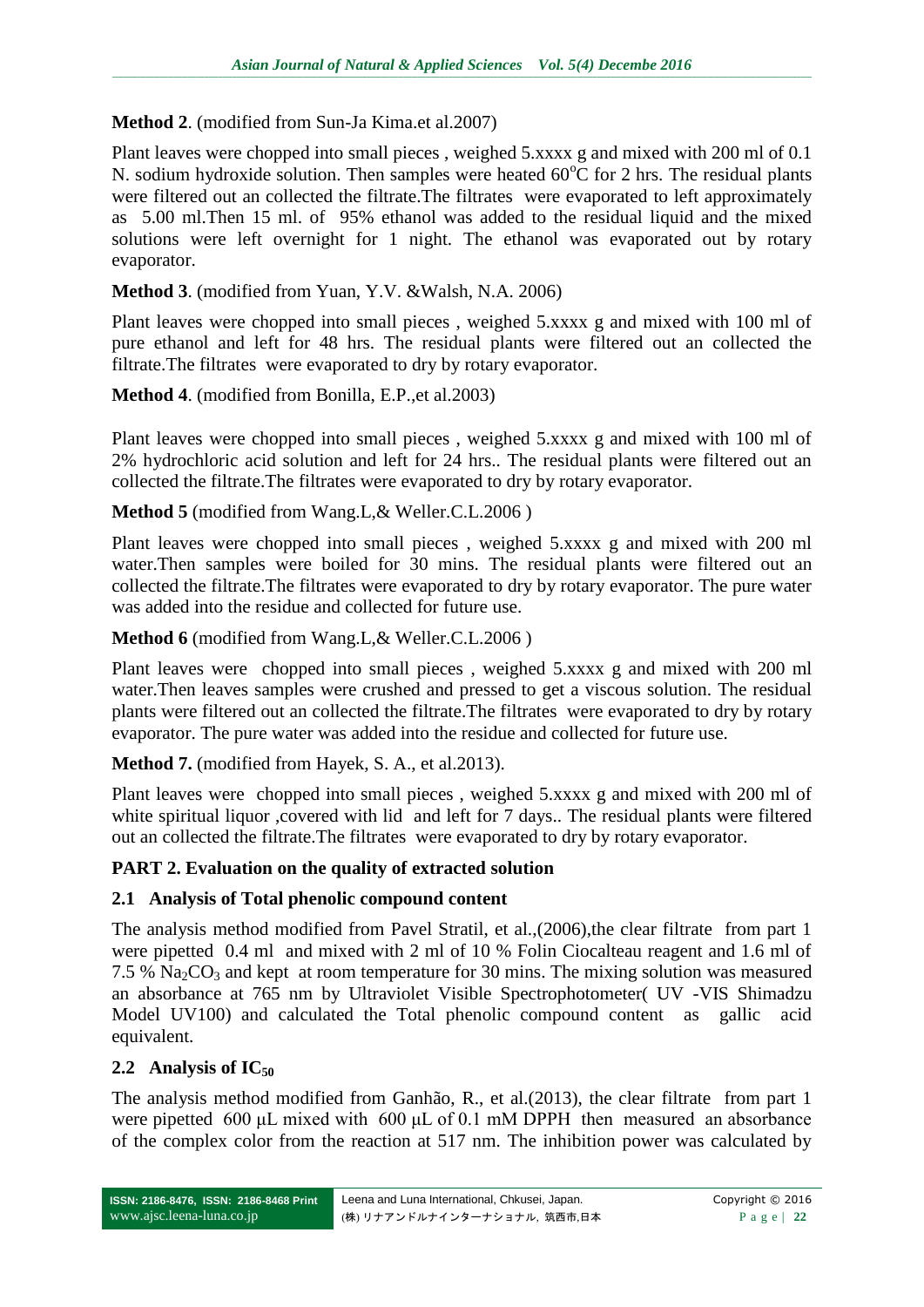**Method 2**. (modified from Sun-Ja Kima.et al.2007)

Plant leaves were chopped into small pieces , weighed 5.xxxx g and mixed with 200 ml of 0.1 N. sodium hydroxide solution. Then samples were heated 60$^{o}$C for 2 hrs. The residual plants were filtered out an collected the filtrate.The filtrates were evaporated to left approximately as 5.00 ml.Then 15 ml. of 95% ethanol was added to the residual liquid and the mixed solutions were left overnight for 1 night. The ethanol was evaporated out by rotary evaporator.

**Method 3**. (modified from Yuan, Y.V. &Walsh, N.A. 2006)

Plant leaves were chopped into small pieces , weighed 5.xxxx g and mixed with 100 ml of pure ethanol and left for 48 hrs. The residual plants were filtered out an collected the filtrate.The filtrates were evaporated to dry by rotary evaporator.

**Method 4**. (modified from Bonilla, E.P.,et al.2003)

Plant leaves were chopped into small pieces , weighed 5.xxxx g and mixed with 100 ml of 2% hydrochloric acid solution and left for 24 hrs.. The residual plants were filtered out an collected the filtrate.The filtrates were evaporated to dry by rotary evaporator.

**Method 5** (modified from Wang.L,& Weller.C.L.2006 )

Plant leaves were chopped into small pieces , weighed 5.xxxx g and mixed with 200 ml water.Then samples were boiled for 30 mins. The residual plants were filtered out an collected the filtrate.The filtrates were evaporated to dry by rotary evaporator. The pure water was added into the residue and collected for future use.

**Method 6** (modified from Wang.L,& Weller.C.L.2006 )

Plant leaves were chopped into small pieces , weighed 5.xxxx g and mixed with 200 ml water.Then leaves samples were crushed and pressed to get a viscous solution. The residual plants were filtered out an collected the filtrate.The filtrates were evaporated to dry by rotary evaporator. The pure water was added into the residue and collected for future use.

**Method 7.** (modified from Hayek, S. A., et al.2013).

Plant leaves were chopped into small pieces , weighed 5.xxxx g and mixed with 200 ml of white spiritual liquor ,covered with lid and left for 7 days.. The residual plants were filtered out an collected the filtrate.The filtrates were evaporated to dry by rotary evaporator.

## PART 2. Evaluation on the quality of extracted solution

### 2.1 Analysis of Total phenolic compound content

The analysis method modified from Pavel Stratil, et al.,(2006),the clear filtrate from part 1 were pipetted 0.4 ml and mixed with 2 ml of 10 % Folin Ciocalteau reagent and 1.6 ml of 7.5 % $Na_2CO_3$ and kept at room temperature for 30 mins. The mixing solution was measured an absorbance at 765 nm by Ultraviolet Visible Spectrophotometer( UV -VIS Shimadzu Model UV100) and calculated the Total phenolic compound content as gallic acid equivalent.

### 2.2 Analysis of $IC_{50}$

The analysis method modified from Ganhão, R., et al.(2013), the clear filtrate from part 1 were pipetted 600 μL mixed with 600 μL of 0.1 mM DPPH then measured an absorbance of the complex color from the reaction at 517 nm. The inhibition power was calculated by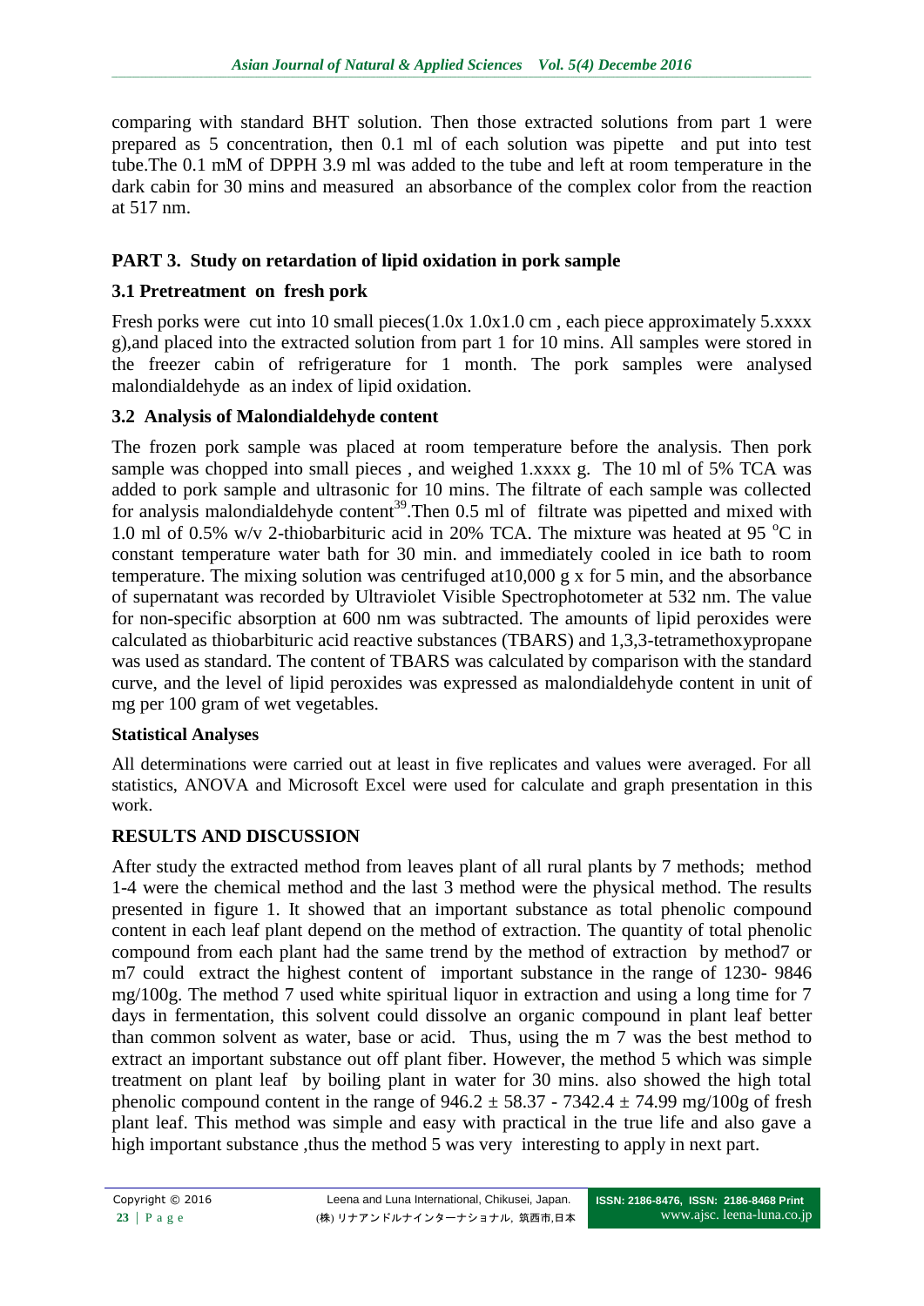comparing with standard BHT solution. Then those extracted solutions from part 1 were prepared as 5 concentration, then 0.1 ml of each solution was pipette and put into test tube.The 0.1 mM of DPPH 3.9 ml was added to the tube and left at room temperature in the dark cabin for 30 mins and measured an absorbance of the complex color from the reaction at 517 nm.

## PART 3. Study on retardation of lipid oxidation in pork sample

### 3.1 Pretreatment on fresh pork

Fresh porks were cut into 10 small pieces(1.0x 1.0x1.0 cm , each piece approximately 5.xxxx g),and placed into the extracted solution from part 1 for 10 mins. All samples were stored in the freezer cabin of refrigerature for 1 month. The pork samples were analysed malondialdehyde as an index of lipid oxidation.

### 3.2 Analysis of Malondialdehyde content

The frozen pork sample was placed at room temperature before the analysis. Then pork sample was chopped into small pieces , and weighed 1.xxxx g. The 10 ml of 5% TCA was added to pork sample and ultrasonic for 10 mins. The filtrate of each sample was collected for analysis malondialdehyde content[39].Then 0.5 ml of filtrate was pipetted and mixed with 1.0 ml of 0.5% w/v 2-thiobarbituric acid in 20% TCA. The mixture was heated at 95 $^{o}$C in constant temperature water bath for 30 min. and immediately cooled in ice bath to room temperature. The mixing solution was centrifuged at10,000 g x for 5 min, and the absorbance of supernatant was recorded by Ultraviolet Visible Spectrophotometer at 532 nm. The value for non-specific absorption at 600 nm was subtracted. The amounts of lipid peroxides were calculated as thiobarbituric acid reactive substances (TBARS) and 1,3,3-tetramethoxypropane was used as standard. The content of TBARS was calculated by comparison with the standard curve, and the level of lipid peroxides was expressed as malondialdehyde content in unit of mg per 100 gram of wet vegetables.

### Statistical Analyses

All determinations were carried out at least in five replicates and values were averaged. For all statistics, ANOVA and Microsoft Excel were used for calculate and graph presentation in this work.

## RESULTS AND DISCUSSION

After study the extracted method from leaves plant of all rural plants by 7 methods; method 1-4 were the chemical method and the last 3 method were the physical method. The results presented in figure 1. It showed that an important substance as total phenolic compound content in each leaf plant depend on the method of extraction. The quantity of total phenolic compound from each plant had the same trend by the method of extraction by method7 or m7 could extract the highest content of important substance in the range of 1230- 9846 mg/100g. The method 7 used white spiritual liquor in extraction and using a long time for 7 days in fermentation, this solvent could dissolve an organic compound in plant leaf better than common solvent as water, base or acid. Thus, using the m 7 was the best method to extract an important substance out off plant fiber. However, the method 5 which was simple treatment on plant leaf by boiling plant in water for 30 mins. also showed the high total phenolic compound content in the range of $946.2 \pm 58.37$ - $7342.4 \pm 74.99$ mg/100g of fresh plant leaf. This method was simple and easy with practical in the true life and also gave a high important substance ,thus the method 5 was very interesting to apply in next part.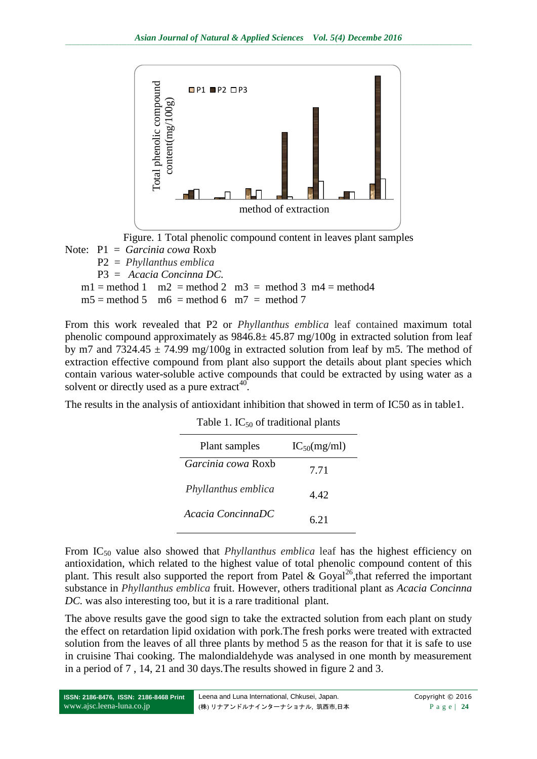Figure. 1 Total phenolic compound content in leaves plant samples

Note: P1 = *Garcinia cowa* Roxb

P2 = *Phyllanthus emblica*

P3 = *Acacia Concinna DC.*

m1 = method 1 m2 = method 2 m3 = method 3 m4 = method4

m5 = method 5 m6 = method 6 m7 = method 7

From this work revealed that P2 or *Phyllanthus emblica* leaf contained maximum total phenolic compound approximately as 9846.8± 45.87 mg/100g in extracted solution from leaf by m7 and 7324.45 ± 74.99 mg/100g in extracted solution from leaf by m5. The method of extraction effective compound from plant also support the details about plant species which contain various water-soluble active compounds that could be extracted by using water as a solvent or directly used as a pure extract[40].

The results in the analysis of antioxidant inhibition that showed in term of IC50 as in table1.

Table 1. $IC_{50}$ of traditional plants

| Plant samples | $IC_{50}$(mg/ml) |
|---|---|
| *Garcinia cowa* Roxb | 7.71 |
| *Phyllanthus emblica* | 4.42 |
| *Acacia ConcinnaDC* | 6.21 |

From $IC_{50}$ value also showed that *Phyllanthus emblica* leaf has the highest efficiency on antioxidation, which related to the highest value of total phenolic compound content of this plant. This result also supported the report from Patel & Goyal[26],that referred the important substance in *Phyllanthus emblica* fruit. However, others traditional plant as *Acacia Concinna DC.* was also interesting too, but it is a rare traditional plant.

The above results gave the good sign to take the extracted solution from each plant on study the effect on retardation lipid oxidation with pork.The fresh porks were treated with extracted solution from the leaves of all three plants by method 5 as the reason for that it is safe to use in cruisine Thai cooking. The malondialdehyde was analysed in one month by measurement in a period of 7 , 14, 21 and 30 days.The results showed in figure 2 and 3.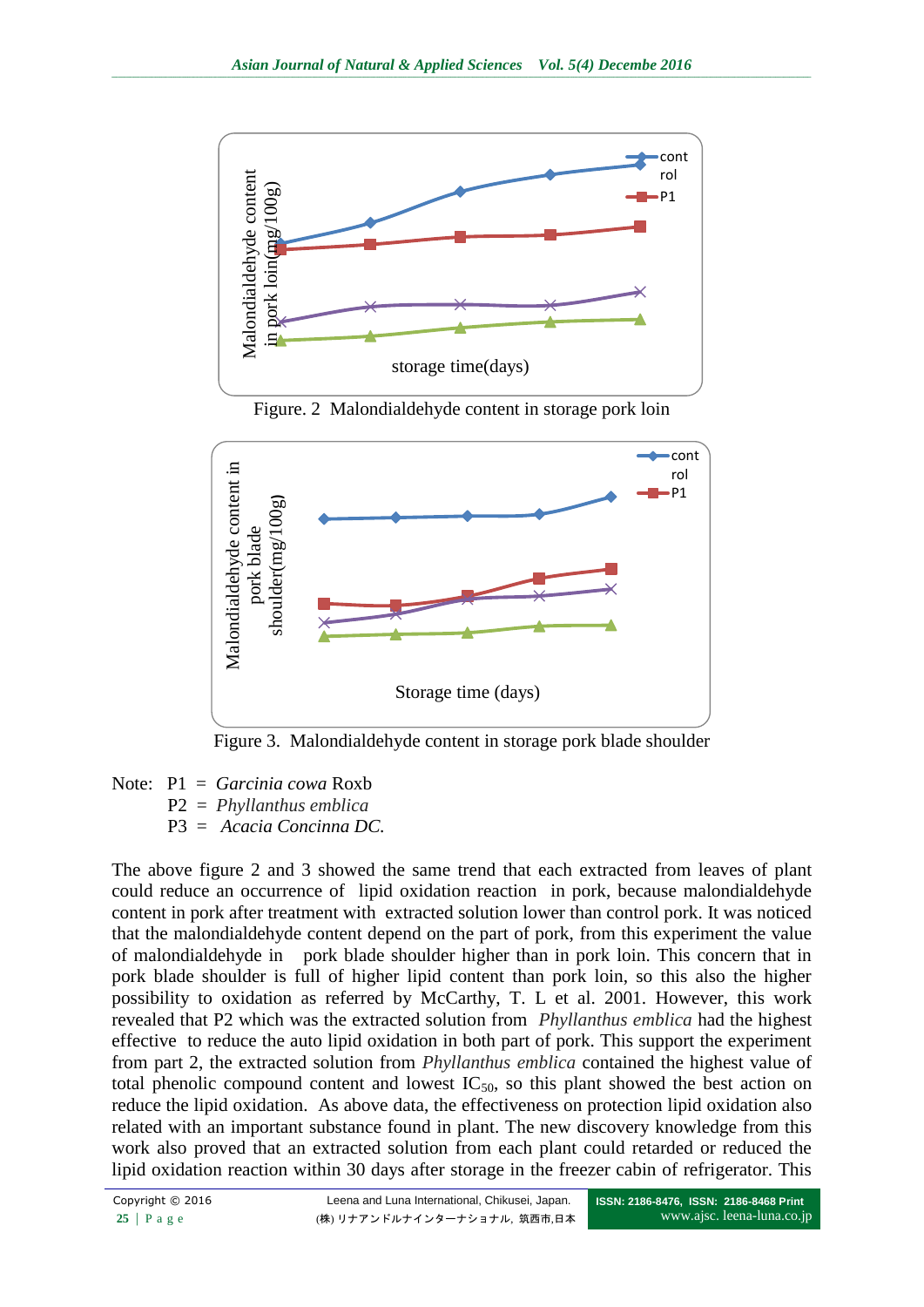Figure. 2 Malondialdehyde content in storage pork loin

Figure 3. Malondialdehyde content in storage pork blade shoulder

Note: P1 = *Garcinia cowa* Roxb
P2 = *Phyllanthus emblica*
P3 = *Acacia Concinna DC.*

The above figure 2 and 3 showed the same trend that each extracted from leaves of plant could reduce an occurrence of lipid oxidation reaction in pork, because malondialdehyde content in pork after treatment with extracted solution lower than control pork. It was noticed that the malondialdehyde content depend on the part of pork, from this experiment the value of malondialdehyde in pork blade shoulder higher than in pork loin. This concern that in pork blade shoulder is full of higher lipid content than pork loin, so this also the higher possibility to oxidation as referred by McCarthy, T. L et al. 2001. However, this work revealed that P2 which was the extracted solution from *Phyllanthus emblica* had the highest effective to reduce the auto lipid oxidation in both part of pork. This support the experiment from part 2, the extracted solution from *Phyllanthus emblica* contained the highest value of total phenolic compound content and lowest $IC_{50}$, so this plant showed the best action on reduce the lipid oxidation. As above data, the effectiveness on protection lipid oxidation also related with an important substance found in plant. The new discovery knowledge from this work also proved that an extracted solution from each plant could retarded or reduced the lipid oxidation reaction within 30 days after storage in the freezer cabin of refrigerator. This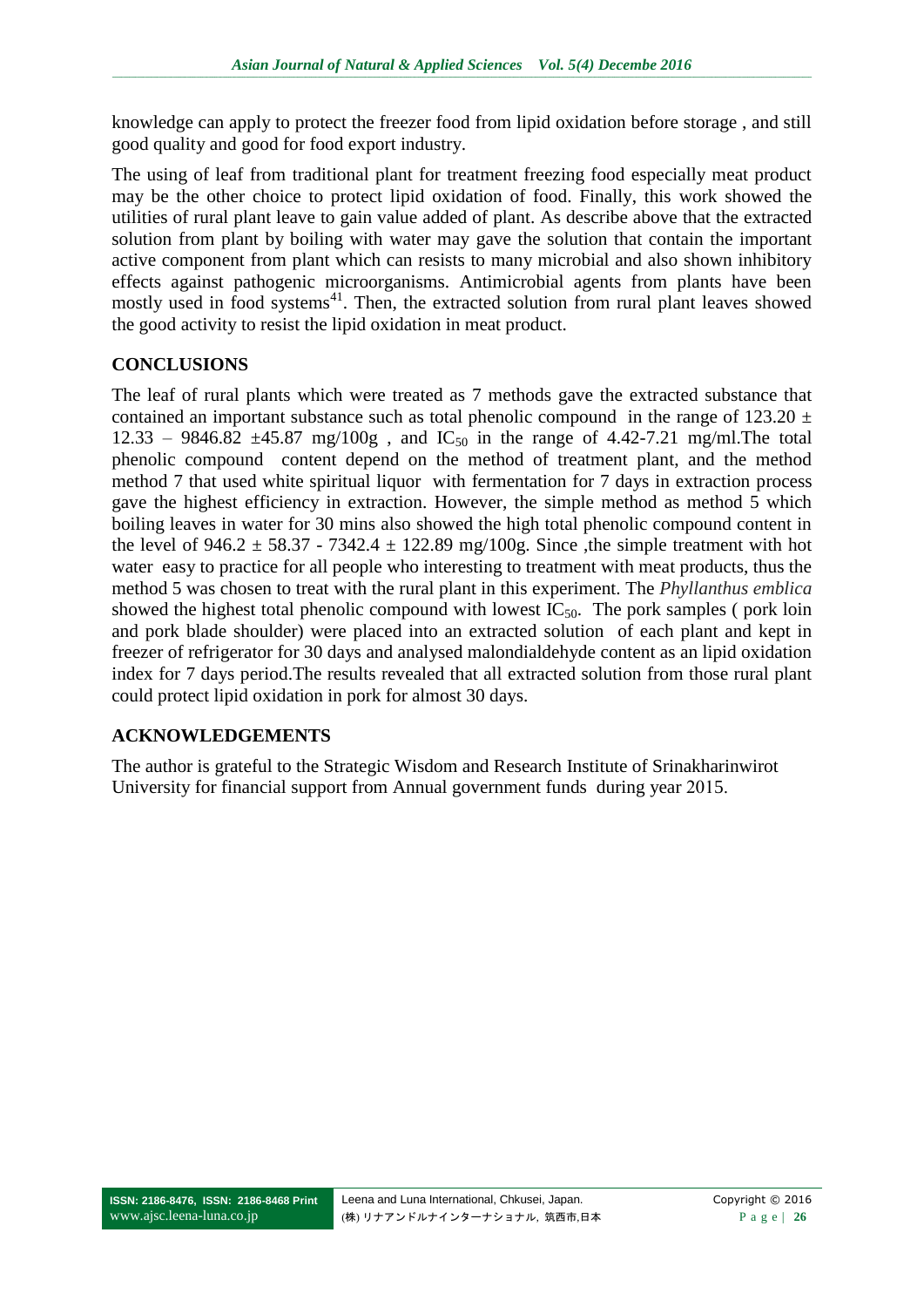knowledge can apply to protect the freezer food from lipid oxidation before storage , and still good quality and good for food export industry.

The using of leaf from traditional plant for treatment freezing food especially meat product may be the other choice to protect lipid oxidation of food. Finally, this work showed the utilities of rural plant leave to gain value added of plant. As describe above that the extracted solution from plant by boiling with water may gave the solution that contain the important active component from plant which can resists to many microbial and also shown inhibitory effects against pathogenic microorganisms. Antimicrobial agents from plants have been mostly used in food systems[41]. Then, the extracted solution from rural plant leaves showed the good activity to resist the lipid oxidation in meat product.

## CONCLUSIONS

The leaf of rural plants which were treated as 7 methods gave the extracted substance that contained an important substance such as total phenolic compound in the range of $123.20 \pm 12.33$ – $9846.82 \pm 45.87$ mg/100g , and $IC_{50}$ in the range of 4.42-7.21 mg/ml.The total phenolic compound content depend on the method of treatment plant, and the method method 7 that used white spiritual liquor with fermentation for 7 days in extraction process gave the highest efficiency in extraction. However, the simple method as method 5 which boiling leaves in water for 30 mins also showed the high total phenolic compound content in the level of $946.2 \pm 58.37$ - $7342.4 \pm 122.89$ mg/100g. Since ,the simple treatment with hot water easy to practice for all people who interesting to treatment with meat products, thus the method 5 was chosen to treat with the rural plant in this experiment. The *Phyllanthus emblica* showed the highest total phenolic compound with lowest $IC_{50}$. The pork samples ( pork loin and pork blade shoulder) were placed into an extracted solution of each plant and kept in freezer of refrigerator for 30 days and analysed malondialdehyde content as an lipid oxidation index for 7 days period.The results revealed that all extracted solution from those rural plant could protect lipid oxidation in pork for almost 30 days.

## ACKNOWLEDGEMENTS

The author is grateful to the Strategic Wisdom and Research Institute of Srinakharinwirot University for financial support from Annual government funds during year 2015.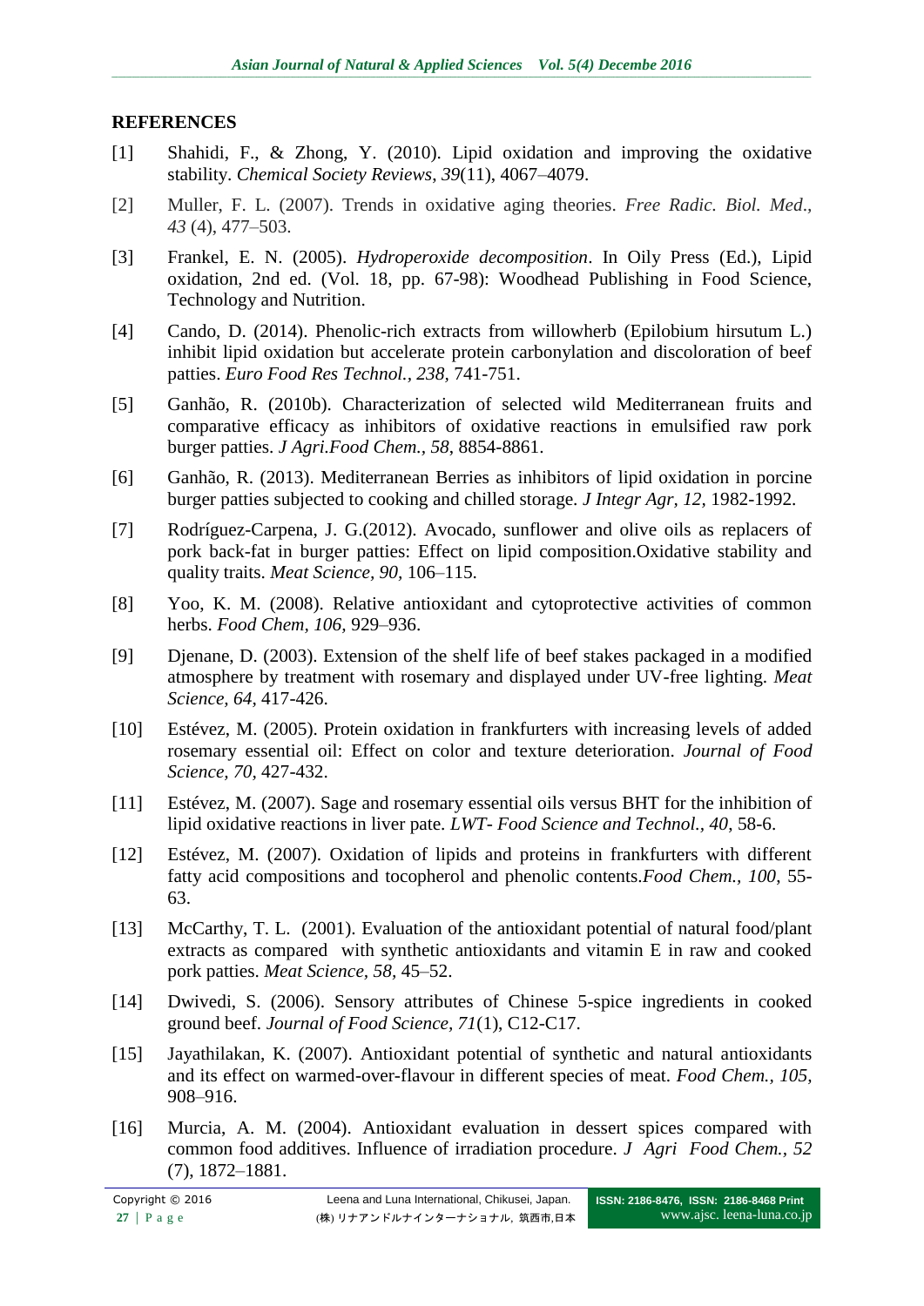## REFERENCES

[1] Shahidi, F., & Zhong, Y. (2010). Lipid oxidation and improving the oxidative stability. *Chemical Society Reviews*, *39*(11), 4067–4079.

[2] Muller, F. L. (2007). Trends in oxidative aging theories. *Free Radic. Biol. Med*., *43* (4), 477–503.

[3] Frankel, E. N. (2005). *Hydroperoxide decomposition*. In Oily Press (Ed.), Lipid oxidation, 2nd ed. (Vol. 18, pp. 67-98): Woodhead Publishing in Food Science, Technology and Nutrition.

[4] Cando, D. (2014). Phenolic-rich extracts from willowherb (Epilobium hirsutum L.) inhibit lipid oxidation but accelerate protein carbonylation and discoloration of beef patties. *Euro Food Res Technol., 238*, 741-751.

[5] Ganhão, R. (2010b). Characterization of selected wild Mediterranean fruits and comparative efficacy as inhibitors of oxidative reactions in emulsified raw pork burger patties. *J Agri.Food Chem., 58*, 8854-8861.

[6] Ganhão, R. (2013). Mediterranean Berries as inhibitors of lipid oxidation in porcine burger patties subjected to cooking and chilled storage. *J Integr Agr, 12*, 1982-1992.

[7] Rodríguez-Carpena, J. G.(2012). Avocado, sunflower and olive oils as replacers of pork back-fat in burger patties: Effect on lipid composition.Oxidative stability and quality traits. *Meat Science, 90*, 106–115.

[8] Yoo, K. M. (2008). Relative antioxidant and cytoprotective activities of common herbs. *Food Chem*, *106*, 929–936.

[9] Djenane, D. (2003). Extension of the shelf life of beef stakes packaged in a modified atmosphere by treatment with rosemary and displayed under UV-free lighting. *Meat Science, 64*, 417-426.

[10] Estévez, M. (2005). Protein oxidation in frankfurters with increasing levels of added rosemary essential oil: Effect on color and texture deterioration. *Journal of Food Science, 70*, 427-432.

[11] Estévez, M. (2007). Sage and rosemary essential oils versus BHT for the inhibition of lipid oxidative reactions in liver pate. *LWT- Food Science and Technol., 40*, 58-6.

[12] Estévez, M. (2007). Oxidation of lipids and proteins in frankfurters with different fatty acid compositions and tocopherol and phenolic contents.*Food Chem., 100*, 55-63.

[13] McCarthy, T. L. (2001). Evaluation of the antioxidant potential of natural food/plant extracts as compared with synthetic antioxidants and vitamin E in raw and cooked pork patties. *Meat Science, 58*, 45–52.

[14] Dwivedi, S. (2006). Sensory attributes of Chinese 5-spice ingredients in cooked ground beef. *Journal of Food Science, 71*(1), C12-C17.

[15] Jayathilakan, K. (2007). Antioxidant potential of synthetic and natural antioxidants and its effect on warmed-over-flavour in different species of meat. *Food Chem., 105*, 908–916.

[16] Murcia, A. M. (2004). Antioxidant evaluation in dessert spices compared with common food additives. Influence of irradiation procedure. *J Agri Food Chem., 52* (7), 1872–1881.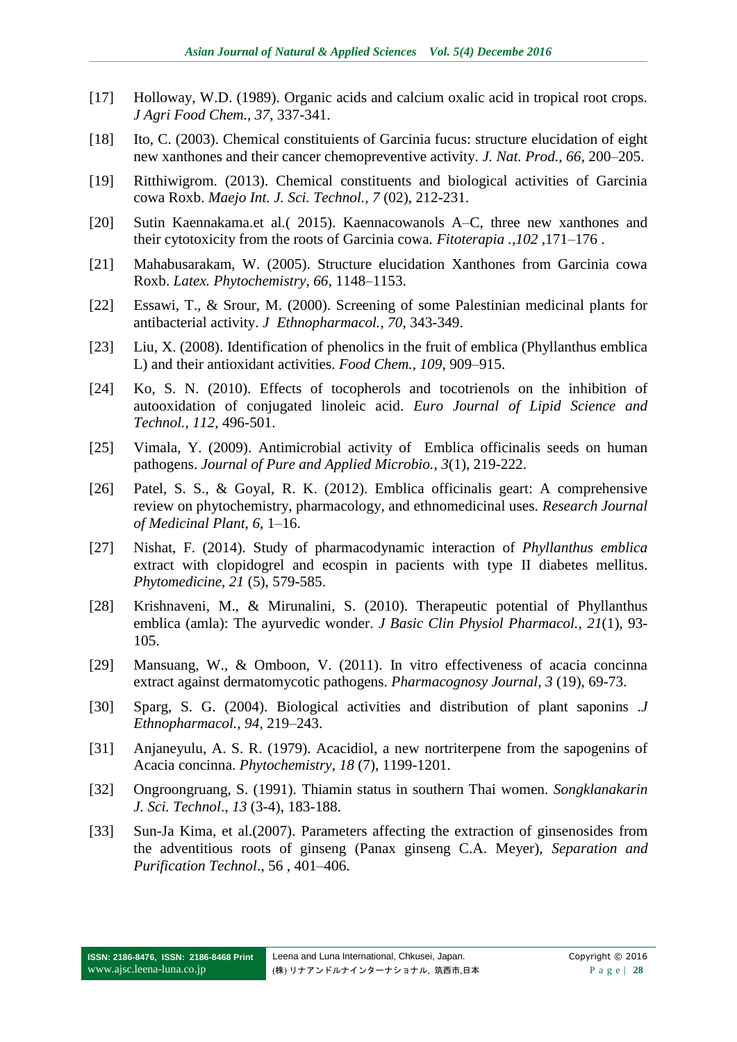[17] Holloway, W.D. (1989). Organic acids and calcium oxalic acid in tropical root crops. *J Agri Food Chem., 37*, 337-341.

[18] Ito, C. (2003). Chemical constituients of Garcinia fucus: structure elucidation of eight new xanthones and their cancer chemopreventive activity. *J. Nat. Prod., 66*, 200–205.

[19] Ritthiwigrom. (2013). Chemical constituents and biological activities of Garcinia cowa Roxb. *Maejo Int. J. Sci. Technol., 7* (02), 212-231.

[20] Sutin Kaennakama.et al.( 2015). Kaennacowanols A–C, three new xanthones and their cytotoxicity from the roots of Garcinia cowa. *Fitoterapia .,102* ,171–176 .

[21] Mahabusarakam, W. (2005). Structure elucidation Xanthones from Garcinia cowa Roxb. *Latex. Phytochemistry, 66*, 1148–1153.

[22] Essawi, T., & Srour, M. (2000). Screening of some Palestinian medicinal plants for antibacterial activity. *J Ethnopharmacol., 70*, 343-349.

[23] Liu, X. (2008). Identification of phenolics in the fruit of emblica (Phyllanthus emblica L) and their antioxidant activities. *Food Chem., 109*, 909–915.

[24] Ko, S. N. (2010). Effects of tocopherols and tocotrienols on the inhibition of autooxidation of conjugated linoleic acid. *Euro Journal of Lipid Science and Technol., 112*, 496-501.

[25] Vimala, Y. (2009). Antimicrobial activity of Emblica officinalis seeds on human pathogens. *Journal of Pure and Applied Microbio., 3*(1), 219-222.

[26] Patel, S. S., & Goyal, R. K. (2012). Emblica officinalis geart: A comprehensive review on phytochemistry, pharmacology, and ethnomedicinal uses. *Research Journal of Medicinal Plant, 6*, 1–16.

[27] Nishat, F. (2014). Study of pharmacodynamic interaction of *Phyllanthus emblica* extract with clopidogrel and ecospin in pacients with type II diabetes mellitus. *Phytomedicine, 21* (5), 579-585.

[28] Krishnaveni, M., & Mirunalini, S. (2010). Therapeutic potential of Phyllanthus emblica (amla): The ayurvedic wonder. *J Basic Clin Physiol Pharmacol., 21*(1), 93-105.

[29] Mansuang, W., & Omboon, V. (2011). In vitro effectiveness of acacia concinna extract against dermatomycotic pathogens. *Pharmacognosy Journal, 3* (19), 69-73.

[30] Sparg, S. G. (2004). Biological activities and distribution of plant saponins *.J Ethnopharmacol., 94*, 219–243.

[31] Anjaneyulu, A. S. R. (1979). Acacidiol, a new nortriterpene from the sapogenins of Acacia concinna. *Phytochemistry, 18* (7), 1199-1201.

[32] Ongroongruang, S. (1991). Thiamin status in southern Thai women. *Songklanakarin J. Sci. Technol., 13* (3-4), 183-188.

[33] Sun-Ja Kima, et al.(2007). Parameters affecting the extraction of ginsenosides from the adventitious roots of ginseng (Panax ginseng C.A. Meyer), *Separation and Purification Technol.*, 56 , 401–406.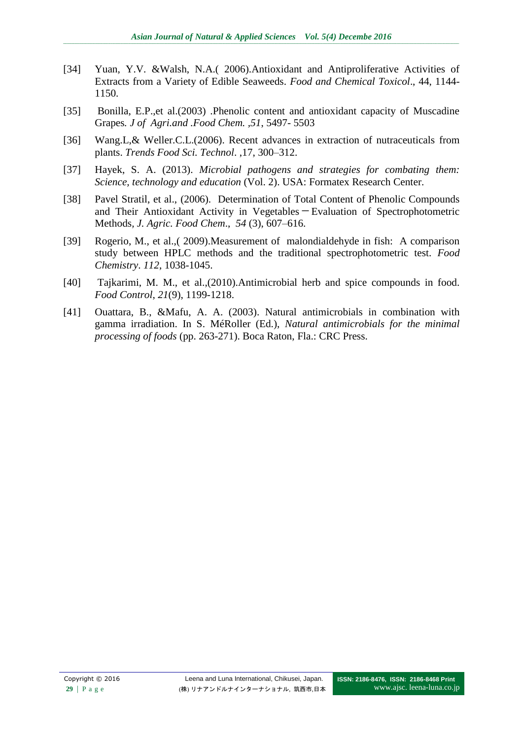[34] Yuan, Y.V. &Walsh, N.A.( 2006).Antioxidant and Antiproliferative Activities of Extracts from a Variety of Edible Seaweeds. *Food and Chemical Toxicol*., 44, 1144-1150.

[35] Bonilla, E.P.,et al.(2003) .Phenolic content and antioxidant capacity of Muscadine Grapes. *J of Agri.and .Food Chem. ,51*, 5497- 5503

[36] Wang.L,& Weller.C.L.(2006). Recent advances in extraction of nutraceuticals from plants. *Trends Food Sci. Technol*. ,17, 300–312.

[37] Hayek, S. A. (2013). *Microbial pathogens and strategies for combating them: Science, technology and education* (Vol. 2). USA: Formatex Research Center.

[38] Pavel Stratil, et al., (2006). Determination of Total Content of Phenolic Compounds and Their Antioxidant Activity in Vegetables－Evaluation of Spectrophotometric Methods, *J. Agric. Food Chem*., *54* (3), 607–616.

[39] Rogerio, M., et al.,( 2009).Measurement of malondialdehyde in fish: A comparison study between HPLC methods and the traditional spectrophotometric test. *Food Chemistry*. *112*, 1038-1045.

[40] Tajkarimi, M. M., et al.,(2010).Antimicrobial herb and spice compounds in food. *Food Control*, *21*(9), 1199-1218.

[41] Ouattara, B., &Mafu, A. A. (2003). Natural antimicrobials in combination with gamma irradiation. In S. MéRoller (Ed.), *Natural antimicrobials for the minimal processing of foods* (pp. 263-271). Boca Raton, Fla.: CRC Press.